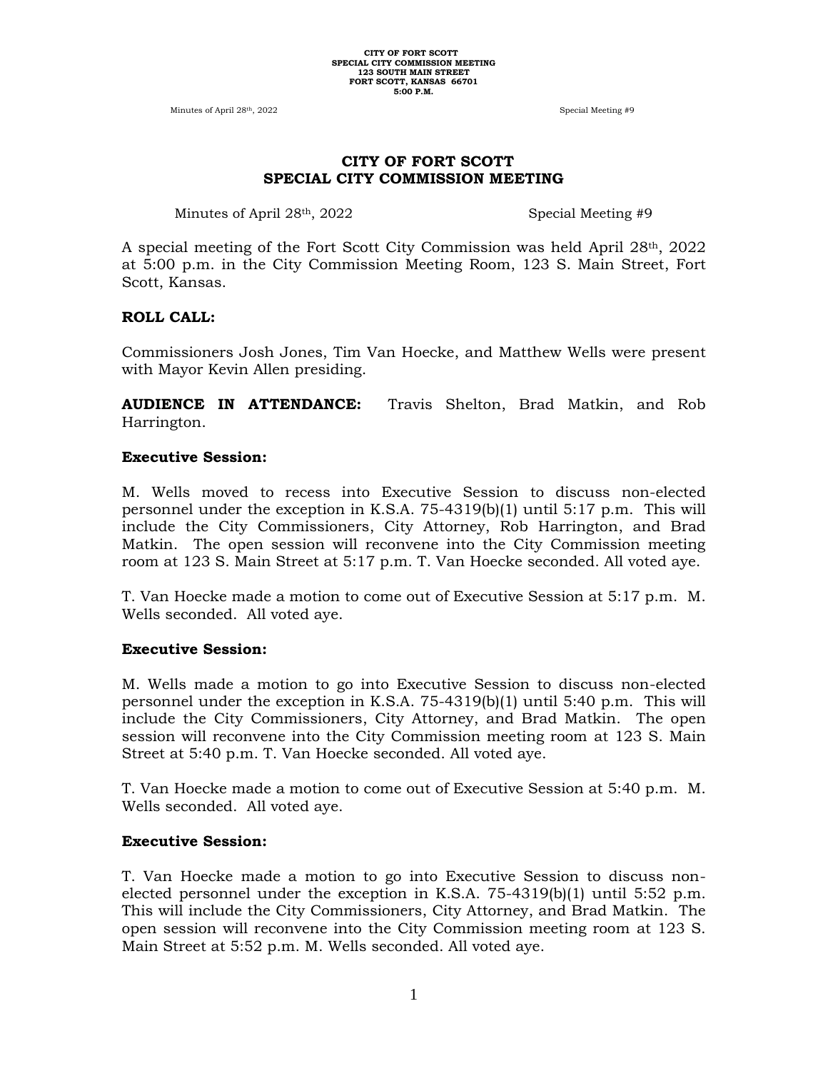# CITY OF FORT SCOTT
# SPECIAL CITY COMMISSION MEETING

Minutes of April 28th, 2022 Special Meeting #9

A special meeting of the Fort Scott City Commission was held April 28th, 2022 at 5:00 p.m. in the City Commission Meeting Room, 123 S. Main Street, Fort Scott, Kansas.

**ROLL CALL:**

Commissioners Josh Jones, Tim Van Hoecke, and Matthew Wells were present with Mayor Kevin Allen presiding.

**AUDIENCE IN ATTENDANCE:** Travis Shelton, Brad Matkin, and Rob Harrington.

**Executive Session:**

M. Wells moved to recess into Executive Session to discuss non-elected personnel under the exception in K.S.A. 75-4319(b)(1) until 5:17 p.m. This will include the City Commissioners, City Attorney, Rob Harrington, and Brad Matkin. The open session will reconvene into the City Commission meeting room at 123 S. Main Street at 5:17 p.m. T. Van Hoecke seconded. All voted aye.

T. Van Hoecke made a motion to come out of Executive Session at 5:17 p.m. M. Wells seconded. All voted aye.

**Executive Session:**

M. Wells made a motion to go into Executive Session to discuss non-elected personnel under the exception in K.S.A. 75-4319(b)(1) until 5:40 p.m. This will include the City Commissioners, City Attorney, and Brad Matkin. The open session will reconvene into the City Commission meeting room at 123 S. Main Street at 5:40 p.m. T. Van Hoecke seconded. All voted aye.

T. Van Hoecke made a motion to come out of Executive Session at 5:40 p.m. M. Wells seconded. All voted aye.

**Executive Session:**

T. Van Hoecke made a motion to go into Executive Session to discuss non-elected personnel under the exception in K.S.A. 75-4319(b)(1) until 5:52 p.m. This will include the City Commissioners, City Attorney, and Brad Matkin. The open session will reconvene into the City Commission meeting room at 123 S. Main Street at 5:52 p.m. M. Wells seconded. All voted aye.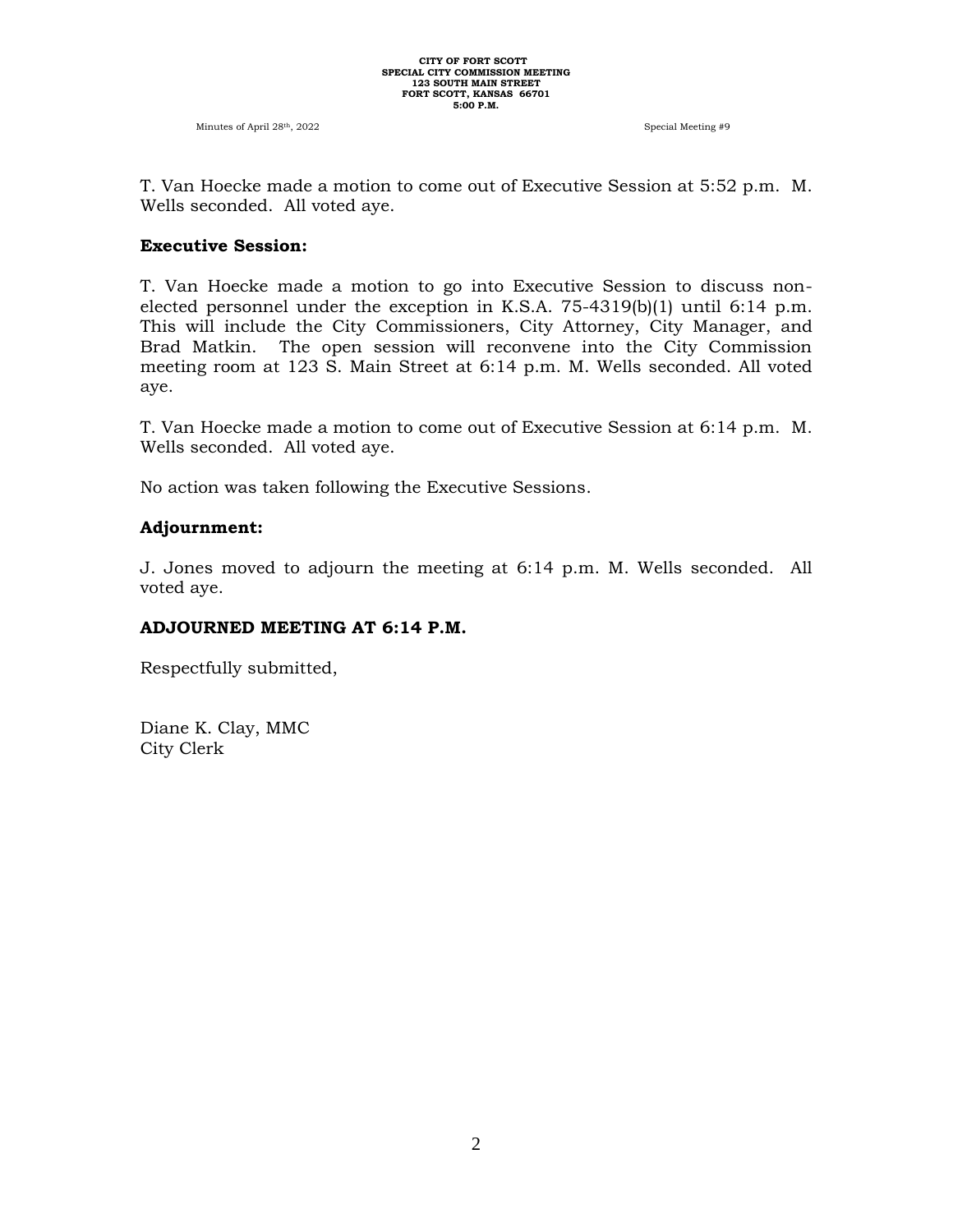T. Van Hoecke made a motion to come out of Executive Session at 5:52 p.m. M. Wells seconded. All voted aye.

**Executive Session:**

T. Van Hoecke made a motion to go into Executive Session to discuss non-elected personnel under the exception in K.S.A. 75-4319(b)(1) until 6:14 p.m. This will include the City Commissioners, City Attorney, City Manager, and Brad Matkin. The open session will reconvene into the City Commission meeting room at 123 S. Main Street at 6:14 p.m. M. Wells seconded. All voted aye.

T. Van Hoecke made a motion to come out of Executive Session at 6:14 p.m. M. Wells seconded. All voted aye.

No action was taken following the Executive Sessions.

**Adjournment:**

J. Jones moved to adjourn the meeting at 6:14 p.m. M. Wells seconded. All voted aye.

**ADJOURNED MEETING AT 6:14 P.M.**

Respectfully submitted,

Diane K. Clay, MMC
City Clerk